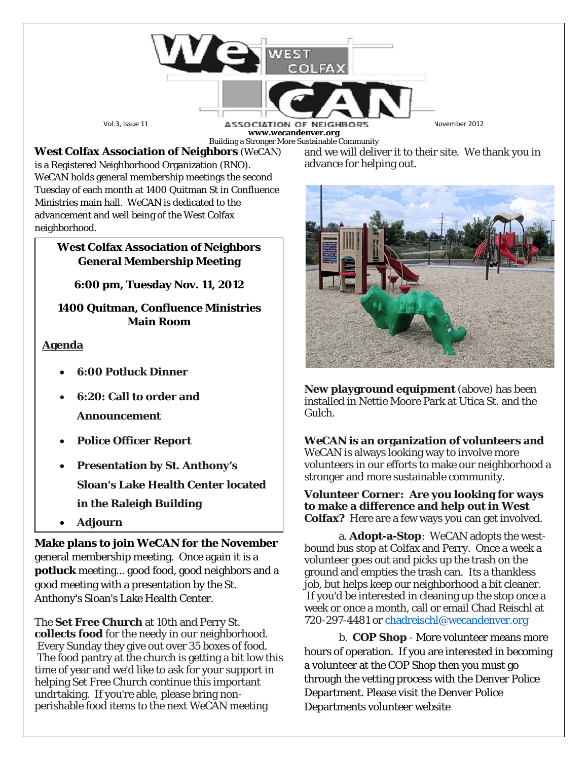# WeCAN — West Colfax Association of Neighbors

Vol.3, Issue 11 — November 2012

www.wecandenver.org

Building a Stronger More Sustainable Community

**West Colfax Association of Neighbors** (WeCAN) is a Registered Neighborhood Organization (RNO). WeCAN holds general membership meetings the second Tuesday of each month at 1400 Quitman St in Confluence Ministries main hall. WeCAN is dedicated to the advancement and well being of the West Colfax neighborhood.

**West Colfax Association of Neighbors General Membership Meeting**

**6:00 pm, Tuesday Nov. 11, 2012**

**1400 Quitman, Confluence Ministries Main Room**

**Agenda**

- **6:00 Potluck Dinner**
- **6:20: Call to order and Announcement**
- **Police Officer Report**
- **Presentation by St. Anthony's Sloan's Lake Health Center located in the Raleigh Building**
- **Adjourn**

**Make plans to join WeCAN for the November** general membership meeting. Once again it is a **potluck** meeting... good food, good neighbors and a good meeting with a presentation by the St. Anthony's Sloan's Lake Health Center.

The **Set Free Church** at 10th and Perry St. **collects food** for the needy in our neighborhood. Every Sunday they give out over 35 boxes of food. The food pantry at the church is getting a bit low this time of year and we'd like to ask for your support in helping Set Free Church continue this important undrtaking. If you're able, please bring non-perishable food items to the next WeCAN meeting and we will deliver it to their site. We thank you in advance for helping out.

**New playground equipment** (above) has been installed in Nettie Moore Park at Utica St. and the Gulch.

**WeCAN is an organization of volunteers and** WeCAN is always looking way to involve more volunteers in our efforts to make our neighborhood a stronger and more sustainable community.

**Volunteer Corner: Are you looking for ways to make a difference and help out in West Colfax?** Here are a few ways you can get involved.

a. **Adopt-a-Stop**: WeCAN adopts the west-bound bus stop at Colfax and Perry. Once a week a volunteer goes out and picks up the trash on the ground and empties the trash can. Its a thankless job, but helps keep our neighborhood a bit cleaner. If you'd be interested in cleaning up the stop once a week or once a month, call or email Chad Reischl at 720-297-4481 or chadreischl@wecandenver.org

b. **COP Shop** - More volunteer means more hours of operation. If you are interested in becoming a volunteer at the COP Shop then you must go through the vetting process with the Denver Police Department. Please visit the Denver Police Departments volunteer website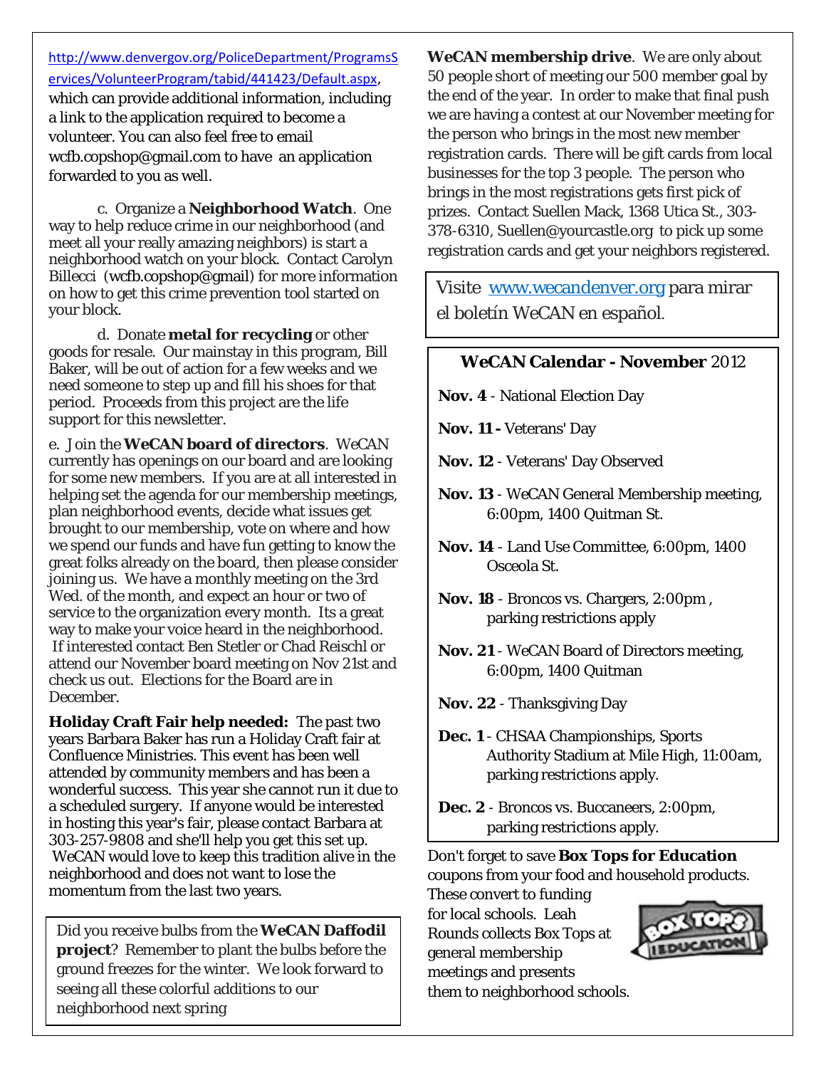http://www.denvergov.org/PoliceDepartment/ProgramsServices/VolunteerProgram/tabid/441423/Default.aspx, which can provide additional information, including a link to the application required to become a volunteer. You can also feel free to email wcfb.copshop@gmail.com to have an application forwarded to you as well.

c. Organize a **Neighborhood Watch**. One way to help reduce crime in our neighborhood (and meet all your really amazing neighbors) is start a neighborhood watch on your block. Contact Carolyn Billecci (wcfb.copshop@gmail) for more information on how to get this crime prevention tool started on your block.

d. Donate **metal for recycling** or other goods for resale. Our mainstay in this program, Bill Baker, will be out of action for a few weeks and we need someone to step up and fill his shoes for that period. Proceeds from this project are the life support for this newsletter.

e. Join the **WeCAN board of directors**. WeCAN currently has openings on our board and are looking for some new members. If you are at all interested in helping set the agenda for our membership meetings, plan neighborhood events, decide what issues get brought to our membership, vote on where and how we spend our funds and have fun getting to know the great folks already on the board, then please consider joining us. We have a monthly meeting on the 3rd Wed. of the month, and expect an hour or two of service to the organization every month. Its a great way to make your voice heard in the neighborhood. If interested contact Ben Stetler or Chad Reischl or attend our November board meeting on Nov 21st and check us out. Elections for the Board are in December.

**Holiday Craft Fair help needed:** The past two years Barbara Baker has run a Holiday Craft fair at Confluence Ministries. This event has been well attended by community members and has been a wonderful success. This year she cannot run it due to a scheduled surgery. If anyone would be interested in hosting this year's fair, please contact Barbara at 303-257-9808 and she'll help you get this set up. WeCAN would love to keep this tradition alive in the neighborhood and does not want to lose the momentum from the last two years.

Did you receive bulbs from the **WeCAN Daffodil project**? Remember to plant the bulbs before the ground freezes for the winter. We look forward to seeing all these colorful additions to our neighborhood next spring

**WeCAN membership drive**. We are only about 50 people short of meeting our 500 member goal by the end of the year. In order to make that final push we are having a contest at our November meeting for the person who brings in the most new member registration cards. There will be gift cards from local businesses for the top 3 people. The person who brings in the most registrations gets first pick of prizes. Contact Suellen Mack, 1368 Utica St., 303-378-6310, Suellen@yourcastle.org to pick up some registration cards and get your neighbors registered.

Visite www.wecandenver.org para mirar el boletín WeCAN en español.

## WeCAN Calendar - November 2012

**Nov. 4** - National Election Day

**Nov. 11 -** Veterans' Day

**Nov. 12** - Veterans' Day Observed

**Nov. 13** - WeCAN General Membership meeting, 6:00pm, 1400 Quitman St.

**Nov. 14** - Land Use Committee, 6:00pm, 1400 Osceola St.

**Nov. 18** - Broncos vs. Chargers, 2:00pm , parking restrictions apply

**Nov. 21** - WeCAN Board of Directors meeting, 6:00pm, 1400 Quitman

**Nov. 22** - Thanksgiving Day

**Dec. 1** - CHSAA Championships, Sports Authority Stadium at Mile High, 11:00am, parking restrictions apply.

**Dec. 2** - Broncos vs. Buccaneers, 2:00pm, parking restrictions apply.

Don't forget to save **Box Tops for Education** coupons from your food and household products. These convert to funding for local schools. Leah Rounds collects Box Tops at general membership meetings and presents them to neighborhood schools.